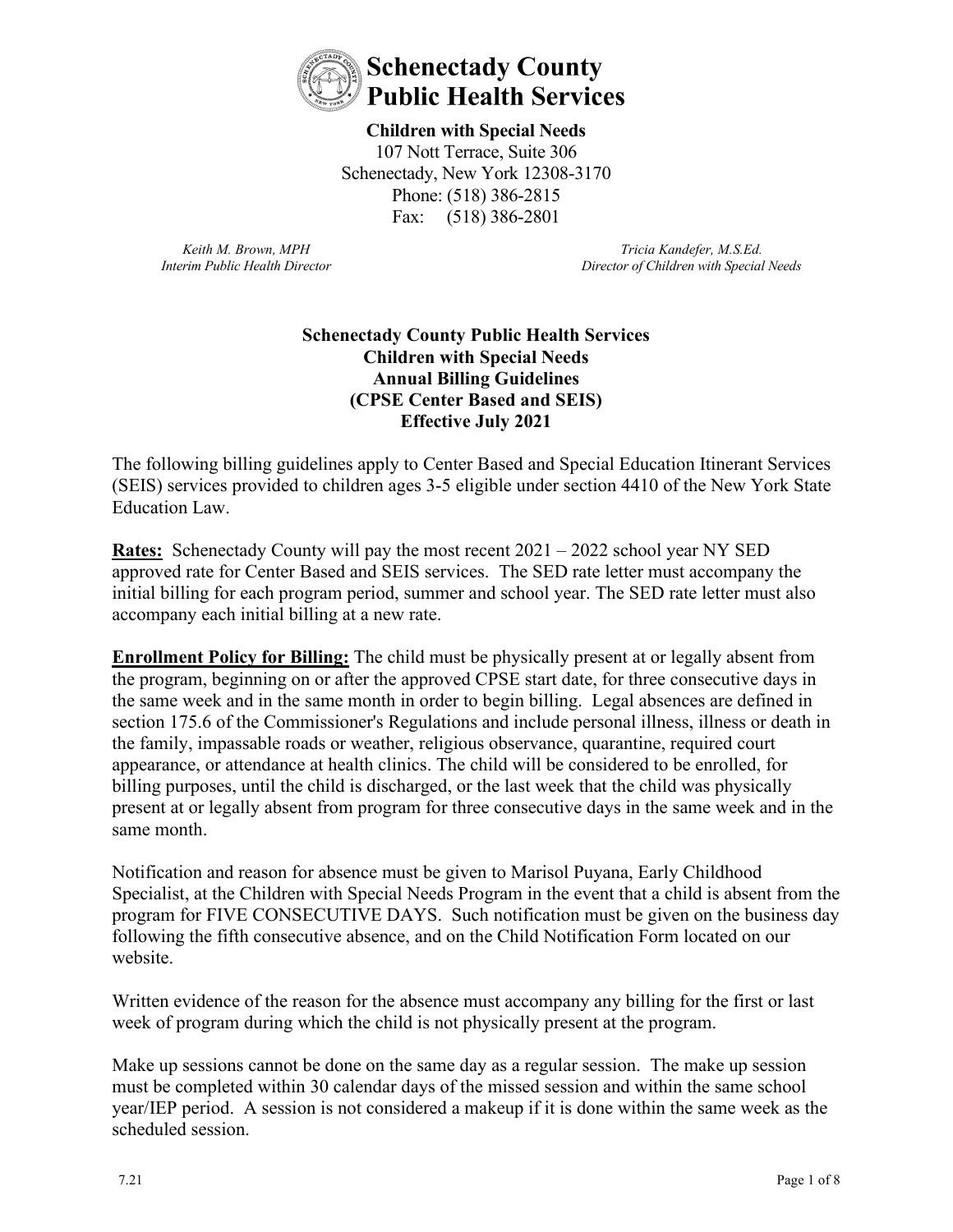# Schenectady County Public Health Services

**Children with Special Needs**
107 Nott Terrace, Suite 306
Schenectady, New York 12308-3170
Phone: (518) 386-2815
Fax: (518) 386-2801

*Keith M. Brown, MPH*
*Interim Public Health Director*

*Tricia Kandefer, M.S.Ed.*
*Director of Children with Special Needs*

## Schenectady County Public Health Services
## Children with Special Needs
## Annual Billing Guidelines
## (CPSE Center Based and SEIS)
## Effective July 2021

The following billing guidelines apply to Center Based and Special Education Itinerant Services (SEIS) services provided to children ages 3-5 eligible under section 4410 of the New York State Education Law.

**Rates:** Schenectady County will pay the most recent 2021 – 2022 school year NY SED approved rate for Center Based and SEIS services. The SED rate letter must accompany the initial billing for each program period, summer and school year. The SED rate letter must also accompany each initial billing at a new rate.

**Enrollment Policy for Billing:** The child must be physically present at or legally absent from the program, beginning on or after the approved CPSE start date, for three consecutive days in the same week and in the same month in order to begin billing. Legal absences are defined in section 175.6 of the Commissioner's Regulations and include personal illness, illness or death in the family, impassable roads or weather, religious observance, quarantine, required court appearance, or attendance at health clinics. The child will be considered to be enrolled, for billing purposes, until the child is discharged, or the last week that the child was physically present at or legally absent from program for three consecutive days in the same week and in the same month.

Notification and reason for absence must be given to Marisol Puyana, Early Childhood Specialist, at the Children with Special Needs Program in the event that a child is absent from the program for FIVE CONSECUTIVE DAYS. Such notification must be given on the business day following the fifth consecutive absence, and on the Child Notification Form located on our website.

Written evidence of the reason for the absence must accompany any billing for the first or last week of program during which the child is not physically present at the program.

Make up sessions cannot be done on the same day as a regular session. The make up session must be completed within 30 calendar days of the missed session and within the same school year/IEP period. A session is not considered a makeup if it is done within the same week as the scheduled session.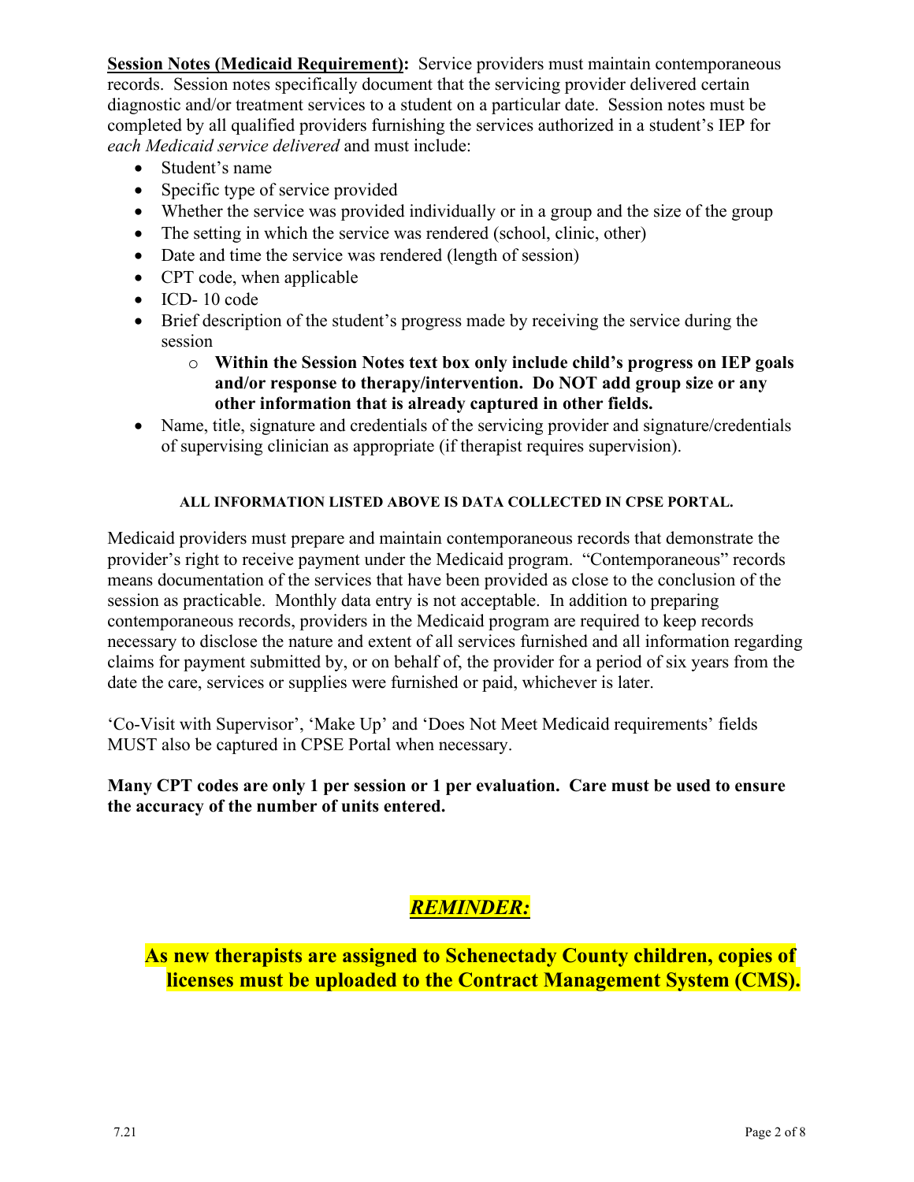**Session Notes (Medicaid Requirement):** Service providers must maintain contemporaneous records. Session notes specifically document that the servicing provider delivered certain diagnostic and/or treatment services to a student on a particular date. Session notes must be completed by all qualified providers furnishing the services authorized in a student's IEP for *each Medicaid service delivered* and must include:

- Student's name
- Specific type of service provided
- Whether the service was provided individually or in a group and the size of the group
- The setting in which the service was rendered (school, clinic, other)
- Date and time the service was rendered (length of session)
- CPT code, when applicable
- ICD- 10 code
- Brief description of the student's progress made by receiving the service during the session
    - **Within the Session Notes text box only include child's progress on IEP goals and/or response to therapy/intervention. Do NOT add group size or any other information that is already captured in other fields.**
- Name, title, signature and credentials of the servicing provider and signature/credentials of supervising clinician as appropriate (if therapist requires supervision).

**ALL INFORMATION LISTED ABOVE IS DATA COLLECTED IN CPSE PORTAL.**

Medicaid providers must prepare and maintain contemporaneous records that demonstrate the provider's right to receive payment under the Medicaid program. "Contemporaneous" records means documentation of the services that have been provided as close to the conclusion of the session as practicable. Monthly data entry is not acceptable. In addition to preparing contemporaneous records, providers in the Medicaid program are required to keep records necessary to disclose the nature and extent of all services furnished and all information regarding claims for payment submitted by, or on behalf of, the provider for a period of six years from the date the care, services or supplies were furnished or paid, whichever is later.

'Co-Visit with Supervisor', 'Make Up' and 'Does Not Meet Medicaid requirements' fields MUST also be captured in CPSE Portal when necessary.

**Many CPT codes are only 1 per session or 1 per evaluation. Care must be used to ensure the accuracy of the number of units entered.**

***REMINDER:***

**As new therapists are assigned to Schenectady County children, copies of licenses must be uploaded to the Contract Management System (CMS).**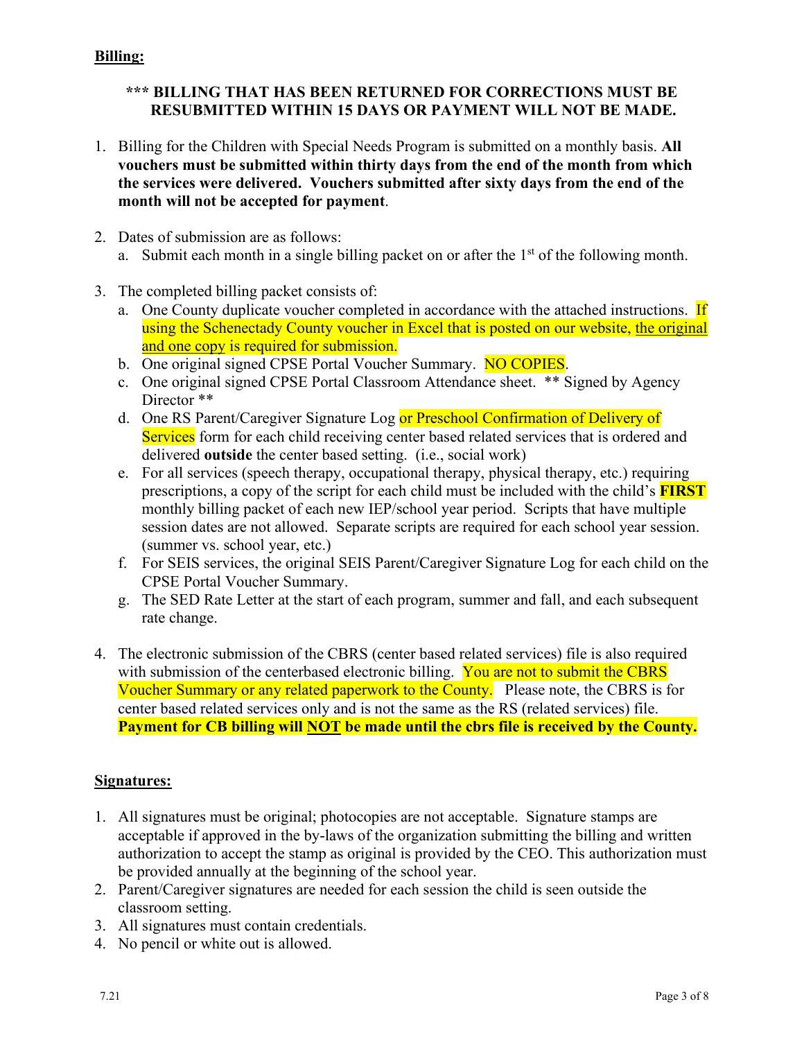**<u>Billing:</u>**

**\*\*\* BILLING THAT HAS BEEN RETURNED FOR CORRECTIONS MUST BE RESUBMITTED WITHIN 15 DAYS OR PAYMENT WILL NOT BE MADE.**

1. Billing for the Children with Special Needs Program is submitted on a monthly basis. **All vouchers must be submitted within thirty days from the end of the month from which the services were delivered. Vouchers submitted after sixty days from the end of the month will not be accepted for payment**.

2. Dates of submission are as follows:
   a. Submit each month in a single billing packet on or after the 1st of the following month.

3. The completed billing packet consists of:
   a. One County duplicate voucher completed in accordance with the attached instructions. If using the Schenectady County voucher in Excel that is posted on our website, <u>the original and one copy</u> is required for submission.
   b. One original signed CPSE Portal Voucher Summary. NO COPIES.
   c. One original signed CPSE Portal Classroom Attendance sheet. \*\* Signed by Agency Director \*\*
   d. One RS Parent/Caregiver Signature Log or Preschool Confirmation of Delivery of Services form for each child receiving center based related services that is ordered and delivered **outside** the center based setting. (i.e., social work)
   e. For all services (speech therapy, occupational therapy, physical therapy, etc.) requiring prescriptions, a copy of the script for each child must be included with the child's **FIRST** monthly billing packet of each new IEP/school year period. Scripts that have multiple session dates are not allowed. Separate scripts are required for each school year session. (summer vs. school year, etc.)
   f. For SEIS services, the original SEIS Parent/Caregiver Signature Log for each child on the CPSE Portal Voucher Summary.
   g. The SED Rate Letter at the start of each program, summer and fall, and each subsequent rate change.

4. The electronic submission of the CBRS (center based related services) file is also required with submission of the centerbased electronic billing. You are not to submit the CBRS Voucher Summary or any related paperwork to the County. Please note, the CBRS is for center based related services only and is not the same as the RS (related services) file. **Payment for CB billing will <u>NOT</u> be made until the cbrs file is received by the County.**

**<u>Signatures:</u>**

1. All signatures must be original; photocopies are not acceptable. Signature stamps are acceptable if approved in the by-laws of the organization submitting the billing and written authorization to accept the stamp as original is provided by the CEO. This authorization must be provided annually at the beginning of the school year.
2. Parent/Caregiver signatures are needed for each session the child is seen outside the classroom setting.
3. All signatures must contain credentials.
4. No pencil or white out is allowed.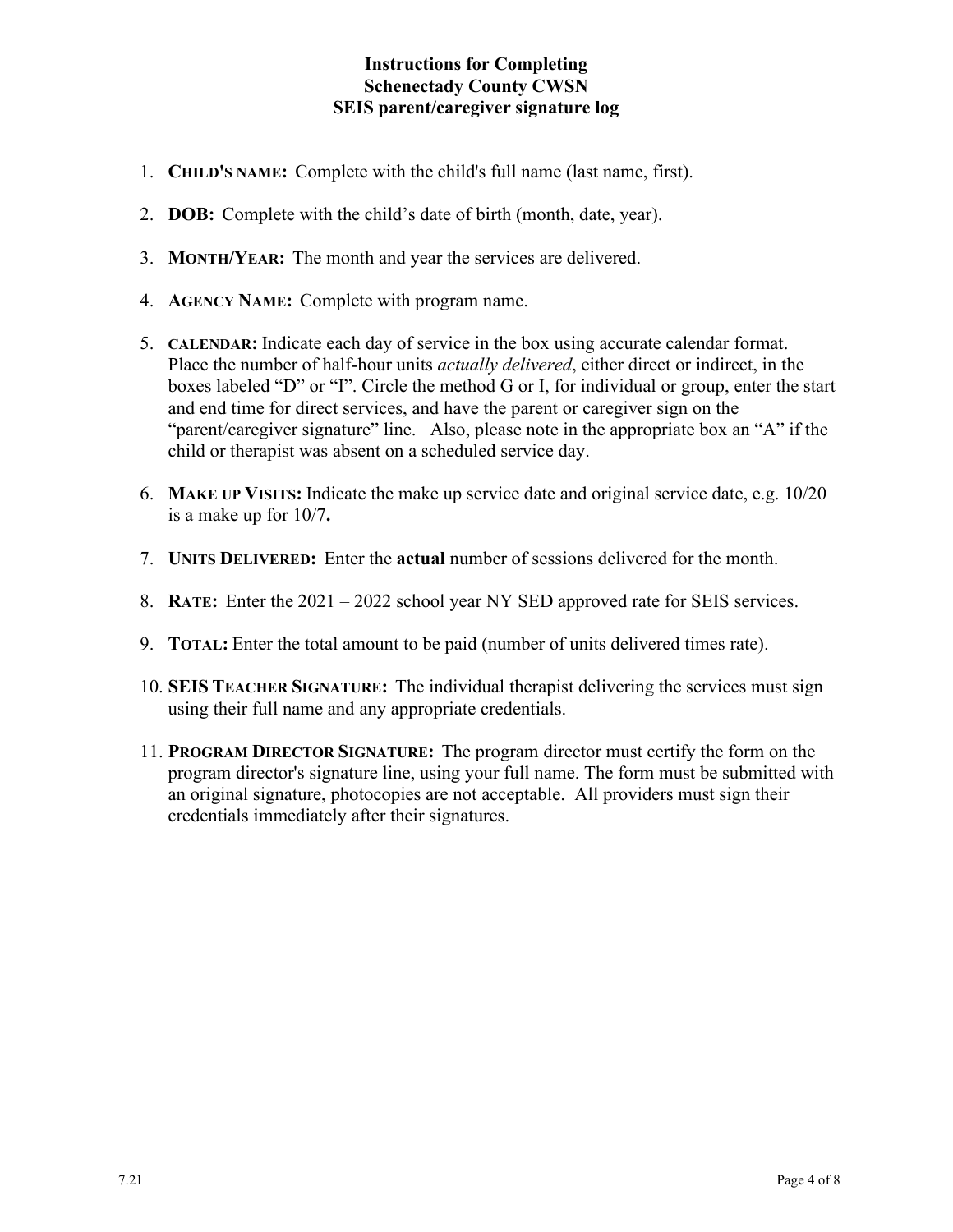# Instructions for Completing
# Schenectady County CWSN
# SEIS parent/caregiver signature log

1. **CHILD'S NAME:** Complete with the child's full name (last name, first).

2. **DOB:** Complete with the child's date of birth (month, date, year).

3. **MONTH/YEAR:** The month and year the services are delivered.

4. **AGENCY NAME:** Complete with program name.

5. **CALENDAR:** Indicate each day of service in the box using accurate calendar format. Place the number of half-hour units *actually delivered*, either direct or indirect, in the boxes labeled "D" or "I". Circle the method G or I, for individual or group, enter the start and end time for direct services, and have the parent or caregiver sign on the "parent/caregiver signature" line. Also, please note in the appropriate box an "A" if the child or therapist was absent on a scheduled service day.

6. **MAKE UP VISITS:** Indicate the make up service date and original service date, e.g. 10/20 is a make up for 10/7**.**

7. **UNITS DELIVERED:** Enter the **actual** number of sessions delivered for the month.

8. **RATE:** Enter the 2021 – 2022 school year NY SED approved rate for SEIS services.

9. **TOTAL:** Enter the total amount to be paid (number of units delivered times rate).

10. **SEIS TEACHER SIGNATURE:** The individual therapist delivering the services must sign using their full name and any appropriate credentials.

11. **PROGRAM DIRECTOR SIGNATURE:** The program director must certify the form on the program director's signature line, using your full name. The form must be submitted with an original signature, photocopies are not acceptable. All providers must sign their credentials immediately after their signatures.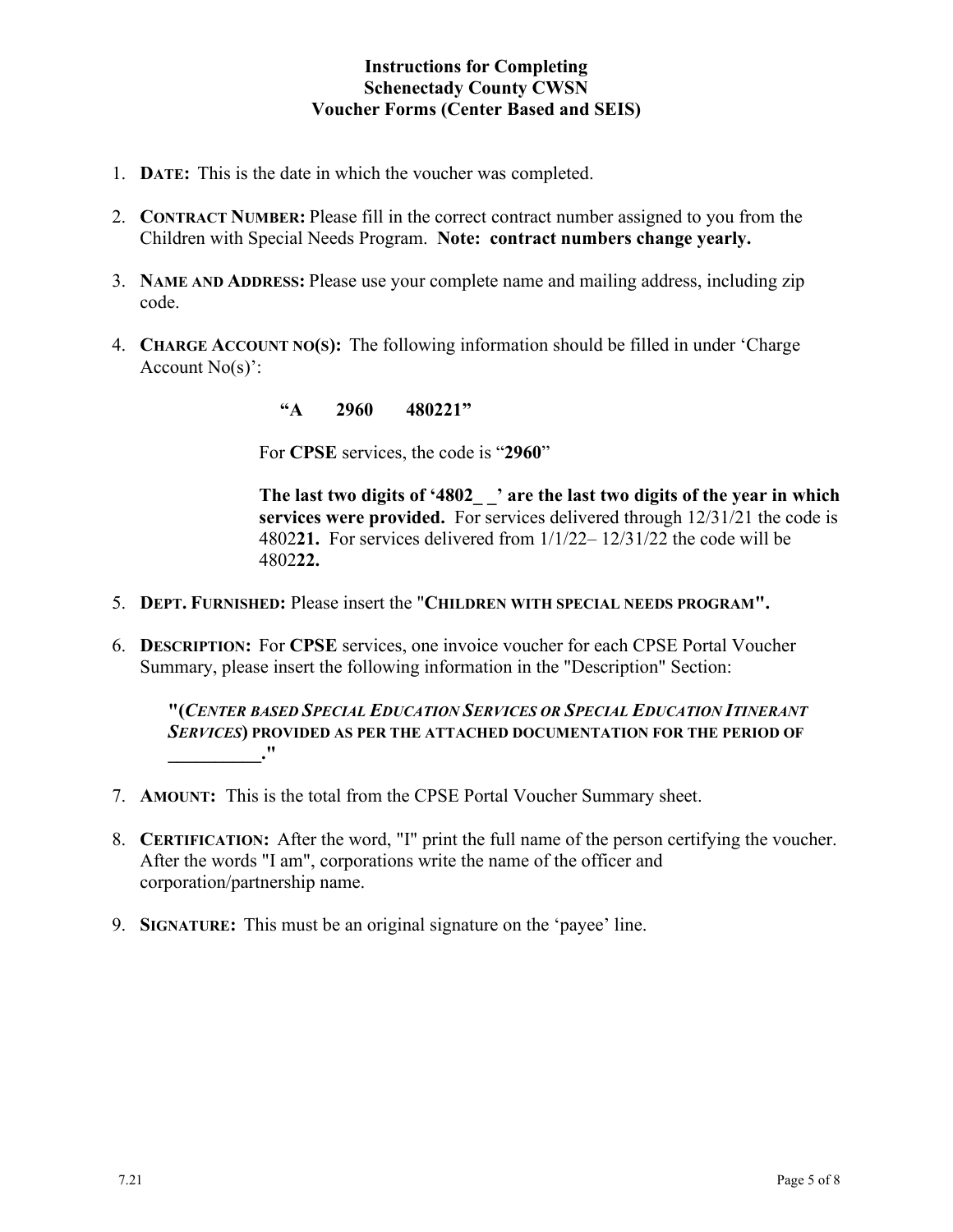**Instructions for Completing**
**Schenectady County CWSN**
**Voucher Forms (Center Based and SEIS)**

1. **DATE:** This is the date in which the voucher was completed.

2. **CONTRACT NUMBER:** Please fill in the correct contract number assigned to you from the Children with Special Needs Program. **Note: contract numbers change yearly.**

3. **NAME AND ADDRESS:** Please use your complete name and mailing address, including zip code.

4. **CHARGE ACCOUNT NO(S):** The following information should be filled in under 'Charge Account No(s)':

   **"A 2960 480221"**

   For **CPSE** services, the code is "**2960**"

   **The last two digits of '4802_ _' are the last two digits of the year in which services were provided.** For services delivered through 12/31/21 the code is 4802**21.** For services delivered from 1/1/22– 12/31/22 the code will be 4802**22.**

5. **DEPT. FURNISHED:** Please insert the "**CHILDREN WITH SPECIAL NEEDS PROGRAM".**

6. **DESCRIPTION:** For **CPSE** services, one invoice voucher for each CPSE Portal Voucher Summary, please insert the following information in the "Description" Section:

   **"(*CENTER BASED SPECIAL EDUCATION SERVICES OR SPECIAL EDUCATION ITINERANT SERVICES*) PROVIDED AS PER THE ATTACHED DOCUMENTATION FOR THE PERIOD OF __________."**

7. **AMOUNT:** This is the total from the CPSE Portal Voucher Summary sheet.

8. **CERTIFICATION:** After the word, "I" print the full name of the person certifying the voucher. After the words "I am", corporations write the name of the officer and corporation/partnership name.

9. **SIGNATURE:** This must be an original signature on the 'payee' line.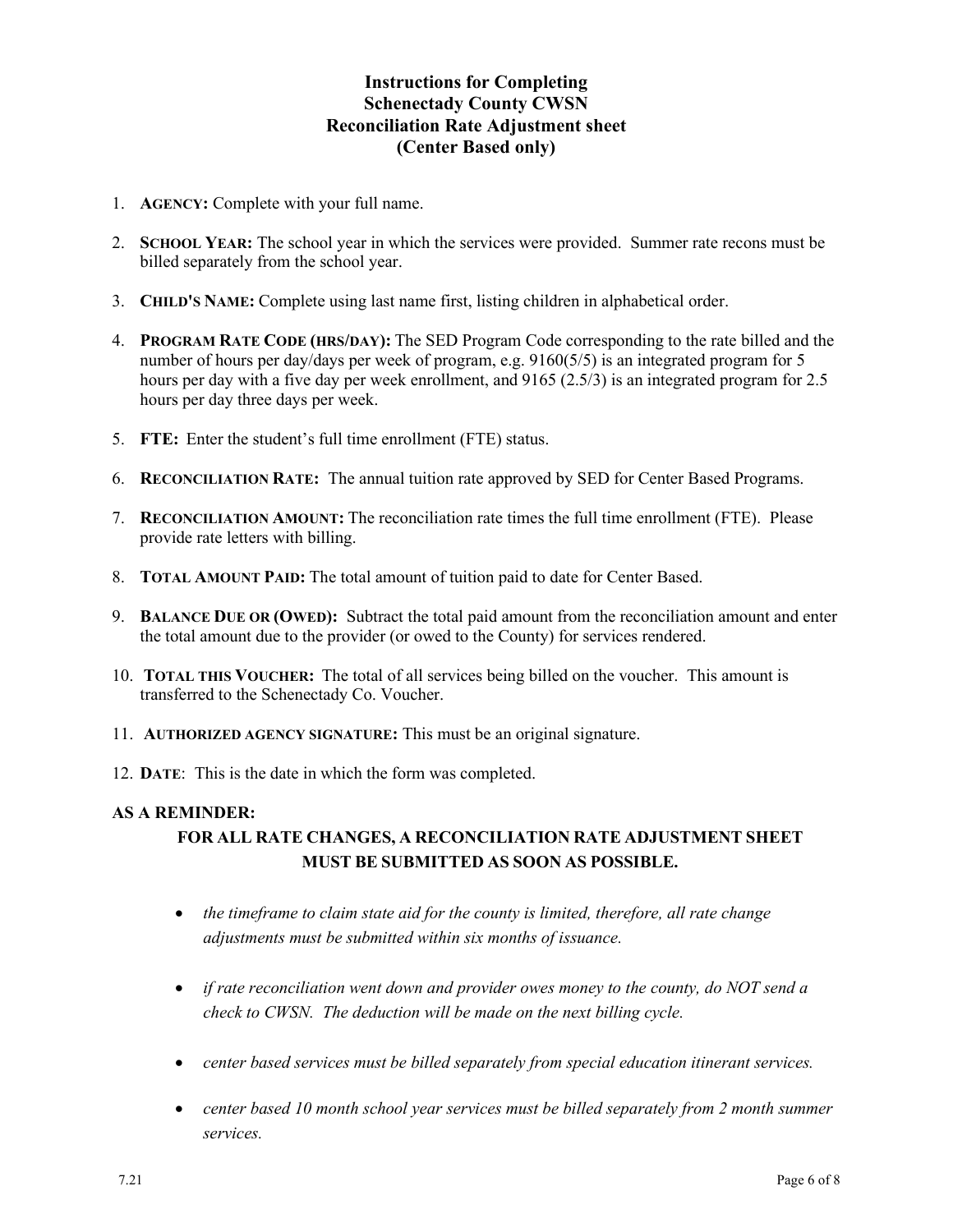# Instructions for Completing Schenectady County CWSN Reconciliation Rate Adjustment sheet (Center Based only)

1. **AGENCY:** Complete with your full name.
2. **SCHOOL YEAR:** The school year in which the services were provided. Summer rate recons must be billed separately from the school year.
3. **CHILD'S NAME:** Complete using last name first, listing children in alphabetical order.
4. **PROGRAM RATE CODE (HRS/DAY):** The SED Program Code corresponding to the rate billed and the number of hours per day/days per week of program, e.g. 9160(5/5) is an integrated program for 5 hours per day with a five day per week enrollment, and 9165 (2.5/3) is an integrated program for 2.5 hours per day three days per week.
5. **FTE:** Enter the student's full time enrollment (FTE) status.
6. **RECONCILIATION RATE:** The annual tuition rate approved by SED for Center Based Programs.
7. **RECONCILIATION AMOUNT:** The reconciliation rate times the full time enrollment (FTE). Please provide rate letters with billing.
8. **TOTAL AMOUNT PAID:** The total amount of tuition paid to date for Center Based.
9. **BALANCE DUE OR (OWED):** Subtract the total paid amount from the reconciliation amount and enter the total amount due to the provider (or owed to the County) for services rendered.
10. **TOTAL THIS VOUCHER:** The total of all services being billed on the voucher. This amount is transferred to the Schenectady Co. Voucher.
11. **AUTHORIZED AGENCY SIGNATURE:** This must be an original signature.
12. **DATE**: This is the date in which the form was completed.

**AS A REMINDER:**

**FOR ALL RATE CHANGES, A RECONCILIATION RATE ADJUSTMENT SHEET MUST BE SUBMITTED AS SOON AS POSSIBLE.**

- *the timeframe to claim state aid for the county is limited, therefore, all rate change adjustments must be submitted within six months of issuance.*
- *if rate reconciliation went down and provider owes money to the county, do NOT send a check to CWSN. The deduction will be made on the next billing cycle.*
- *center based services must be billed separately from special education itinerant services.*
- *center based 10 month school year services must be billed separately from 2 month summer services.*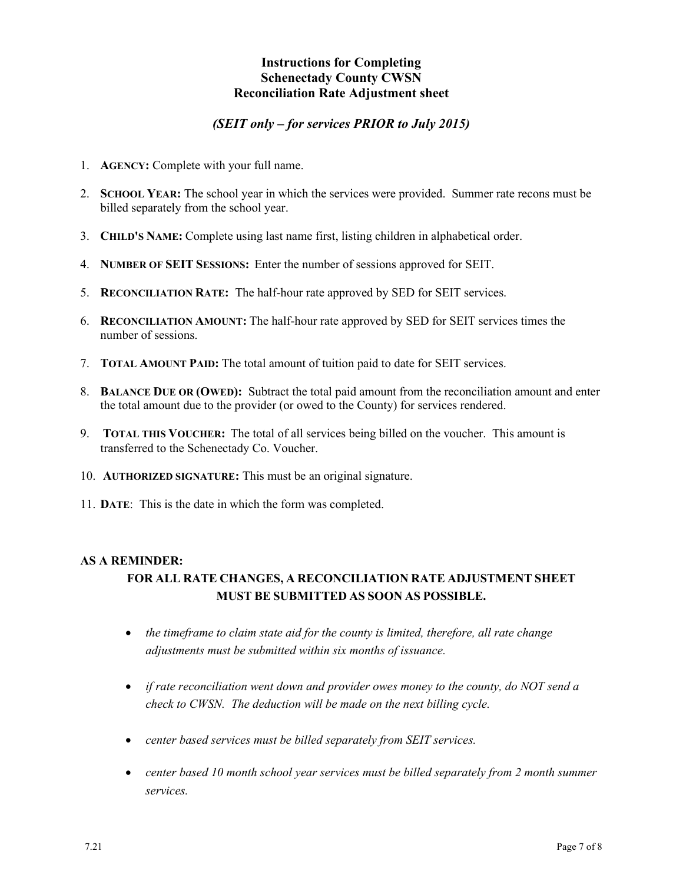# Instructions for Completing
# Schenectady County CWSN
# Reconciliation Rate Adjustment sheet

***(SEIT only – for services PRIOR to July 2015)***

1. **AGENCY:** Complete with your full name.
2. **SCHOOL YEAR:** The school year in which the services were provided. Summer rate recons must be billed separately from the school year.
3. **CHILD'S NAME:** Complete using last name first, listing children in alphabetical order.
4. **NUMBER OF SEIT SESSIONS:** Enter the number of sessions approved for SEIT.
5. **RECONCILIATION RATE:** The half-hour rate approved by SED for SEIT services.
6. **RECONCILIATION AMOUNT:** The half-hour rate approved by SED for SEIT services times the number of sessions.
7. **TOTAL AMOUNT PAID:** The total amount of tuition paid to date for SEIT services.
8. **BALANCE DUE OR (OWED):** Subtract the total paid amount from the reconciliation amount and enter the total amount due to the provider (or owed to the County) for services rendered.
9. **TOTAL THIS VOUCHER:** The total of all services being billed on the voucher. This amount is transferred to the Schenectady Co. Voucher.
10. **AUTHORIZED SIGNATURE:** This must be an original signature.
11. **DATE**: This is the date in which the form was completed.

**AS A REMINDER:**

**FOR ALL RATE CHANGES, A RECONCILIATION RATE ADJUSTMENT SHEET MUST BE SUBMITTED AS SOON AS POSSIBLE.**

- *the timeframe to claim state aid for the county is limited, therefore, all rate change adjustments must be submitted within six months of issuance.*
- *if rate reconciliation went down and provider owes money to the county, do NOT send a check to CWSN. The deduction will be made on the next billing cycle.*
- *center based services must be billed separately from SEIT services.*
- *center based 10 month school year services must be billed separately from 2 month summer services.*

7.21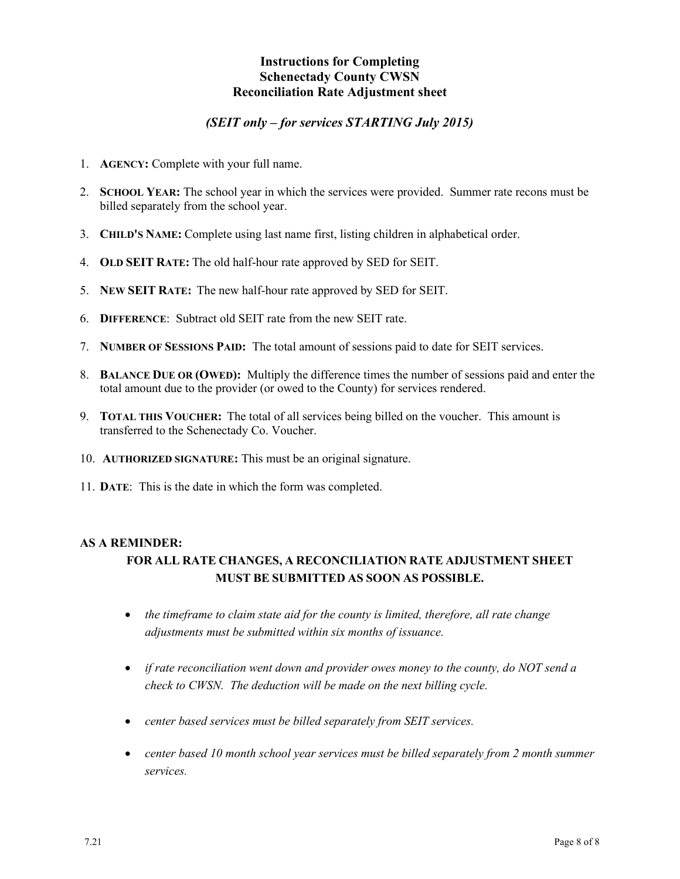# Instructions for Completing Schenectady County CWSN Reconciliation Rate Adjustment sheet

## *(SEIT only – for services STARTING July 2015)*

1. **AGENCY:** Complete with your full name.
2. **SCHOOL YEAR:** The school year in which the services were provided. Summer rate recons must be billed separately from the school year.
3. **CHILD'S NAME:** Complete using last name first, listing children in alphabetical order.
4. **OLD SEIT RATE:** The old half-hour rate approved by SED for SEIT.
5. **NEW SEIT RATE:** The new half-hour rate approved by SED for SEIT.
6. **DIFFERENCE**: Subtract old SEIT rate from the new SEIT rate.
7. **NUMBER OF SESSIONS PAID:** The total amount of sessions paid to date for SEIT services.
8. **BALANCE DUE OR (OWED):** Multiply the difference times the number of sessions paid and enter the total amount due to the provider (or owed to the County) for services rendered.
9. **TOTAL THIS VOUCHER:** The total of all services being billed on the voucher. This amount is transferred to the Schenectady Co. Voucher.
10. **AUTHORIZED SIGNATURE:** This must be an original signature.
11. **DATE**: This is the date in which the form was completed.

**AS A REMINDER:**

**FOR ALL RATE CHANGES, A RECONCILIATION RATE ADJUSTMENT SHEET MUST BE SUBMITTED AS SOON AS POSSIBLE.**

- *the timeframe to claim state aid for the county is limited, therefore, all rate change adjustments must be submitted within six months of issuance.*
- *if rate reconciliation went down and provider owes money to the county, do NOT send a check to CWSN. The deduction will be made on the next billing cycle.*
- *center based services must be billed separately from SEIT services.*
- *center based 10 month school year services must be billed separately from 2 month summer services.*

7.21